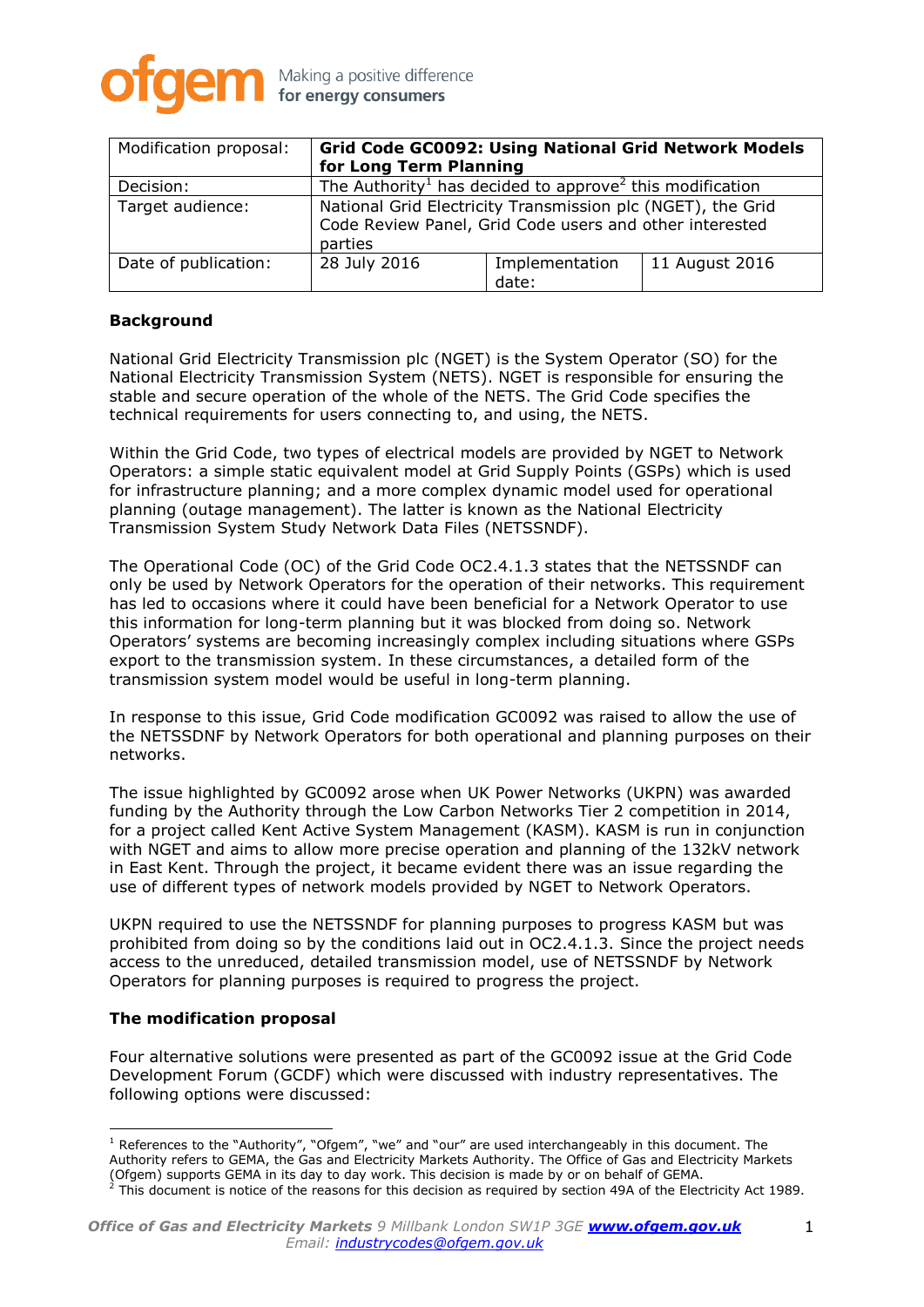| Modification proposal: | **Grid Code GC0092: Using National Grid Network Models for Long Term Planning** | | |
| --- | --- | --- | --- |
| Decision: | The Authority[1] has decided to approve[2] this modification | | |
| Target audience: | National Grid Electricity Transmission plc (NGET), the Grid Code Review Panel, Grid Code users and other interested parties | | |
| Date of publication: | 28 July 2016 | Implementation date: | 11 August 2016 |

**Background**

National Grid Electricity Transmission plc (NGET) is the System Operator (SO) for the National Electricity Transmission System (NETS). NGET is responsible for ensuring the stable and secure operation of the whole of the NETS. The Grid Code specifies the technical requirements for users connecting to, and using, the NETS.

Within the Grid Code, two types of electrical models are provided by NGET to Network Operators: a simple static equivalent model at Grid Supply Points (GSPs) which is used for infrastructure planning; and a more complex dynamic model used for operational planning (outage management). The latter is known as the National Electricity Transmission System Study Network Data Files (NETSSNDF).

The Operational Code (OC) of the Grid Code OC2.4.1.3 states that the NETSSNDF can only be used by Network Operators for the operation of their networks. This requirement has led to occasions where it could have been beneficial for a Network Operator to use this information for long-term planning but it was blocked from doing so. Network Operators' systems are becoming increasingly complex including situations where GSPs export to the transmission system. In these circumstances, a detailed form of the transmission system model would be useful in long-term planning.

In response to this issue, Grid Code modification GC0092 was raised to allow the use of the NETSSDNF by Network Operators for both operational and planning purposes on their networks.

The issue highlighted by GC0092 arose when UK Power Networks (UKPN) was awarded funding by the Authority through the Low Carbon Networks Tier 2 competition in 2014, for a project called Kent Active System Management (KASM). KASM is run in conjunction with NGET and aims to allow more precise operation and planning of the 132kV network in East Kent. Through the project, it became evident there was an issue regarding the use of different types of network models provided by NGET to Network Operators.

UKPN required to use the NETSSNDF for planning purposes to progress KASM but was prohibited from doing so by the conditions laid out in OC2.4.1.3. Since the project needs access to the unreduced, detailed transmission model, use of NETSSNDF by Network Operators for planning purposes is required to progress the project.

**The modification proposal**

Four alternative solutions were presented as part of the GC0092 issue at the Grid Code Development Forum (GCDF) which were discussed with industry representatives. The following options were discussed:

[1] References to the "Authority", "Ofgem", "we" and "our" are used interchangeably in this document. The Authority refers to GEMA, the Gas and Electricity Markets Authority. The Office of Gas and Electricity Markets (Ofgem) supports GEMA in its day to day work. This decision is made by or on behalf of GEMA.
[2] This document is notice of the reasons for this decision as required by section 49A of the Electricity Act 1989.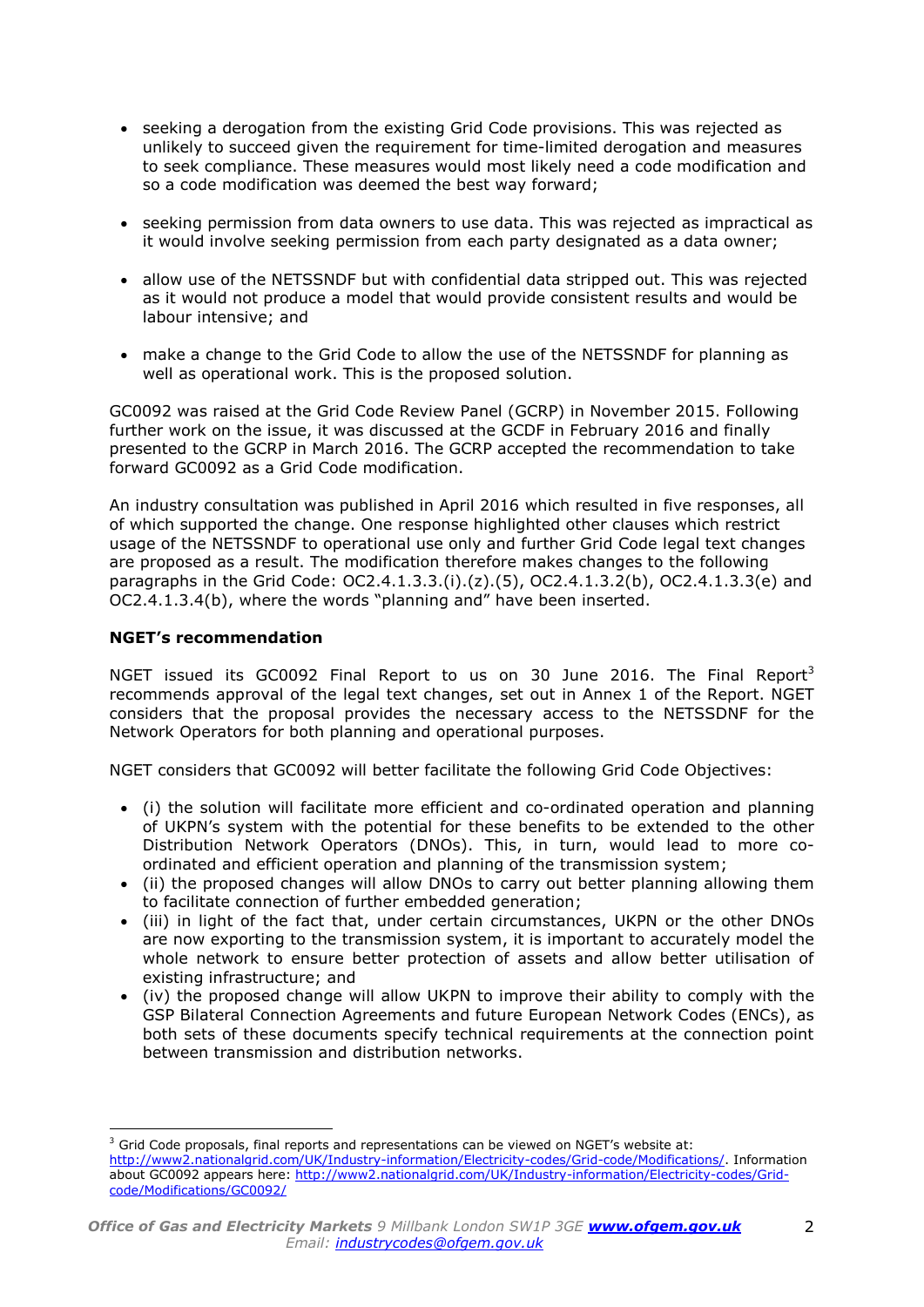- seeking a derogation from the existing Grid Code provisions. This was rejected as unlikely to succeed given the requirement for time-limited derogation and measures to seek compliance. These measures would most likely need a code modification and so a code modification was deemed the best way forward;

- seeking permission from data owners to use data. This was rejected as impractical as it would involve seeking permission from each party designated as a data owner;

- allow use of the NETSSNDF but with confidential data stripped out. This was rejected as it would not produce a model that would provide consistent results and would be labour intensive; and

- make a change to the Grid Code to allow the use of the NETSSNDF for planning as well as operational work. This is the proposed solution.

GC0092 was raised at the Grid Code Review Panel (GCRP) in November 2015. Following further work on the issue, it was discussed at the GCDF in February 2016 and finally presented to the GCRP in March 2016. The GCRP accepted the recommendation to take forward GC0092 as a Grid Code modification.

An industry consultation was published in April 2016 which resulted in five responses, all of which supported the change. One response highlighted other clauses which restrict usage of the NETSSNDF to operational use only and further Grid Code legal text changes are proposed as a result. The modification therefore makes changes to the following paragraphs in the Grid Code: OC2.4.1.3.3.(i).(z).(5), OC2.4.1.3.2(b), OC2.4.1.3.3(e) and OC2.4.1.3.4(b), where the words "planning and" have been inserted.

**NGET's recommendation**

NGET issued its GC0092 Final Report to us on 30 June 2016. The Final Report[3] recommends approval of the legal text changes, set out in Annex 1 of the Report. NGET considers that the proposal provides the necessary access to the NETSSDNF for the Network Operators for both planning and operational purposes.

NGET considers that GC0092 will better facilitate the following Grid Code Objectives:

- (i) the solution will facilitate more efficient and co-ordinated operation and planning of UKPN's system with the potential for these benefits to be extended to the other Distribution Network Operators (DNOs). This, in turn, would lead to more co-ordinated and efficient operation and planning of the transmission system;
- (ii) the proposed changes will allow DNOs to carry out better planning allowing them to facilitate connection of further embedded generation;
- (iii) in light of the fact that, under certain circumstances, UKPN or the other DNOs are now exporting to the transmission system, it is important to accurately model the whole network to ensure better protection of assets and allow better utilisation of existing infrastructure; and
- (iv) the proposed change will allow UKPN to improve their ability to comply with the GSP Bilateral Connection Agreements and future European Network Codes (ENCs), as both sets of these documents specify technical requirements at the connection point between transmission and distribution networks.

[3] Grid Code proposals, final reports and representations can be viewed on NGET's website at: http://www2.nationalgrid.com/UK/Industry-information/Electricity-codes/Grid-code/Modifications/. Information about GC0092 appears here: http://www2.nationalgrid.com/UK/Industry-information/Electricity-codes/Grid-code/Modifications/GC0092/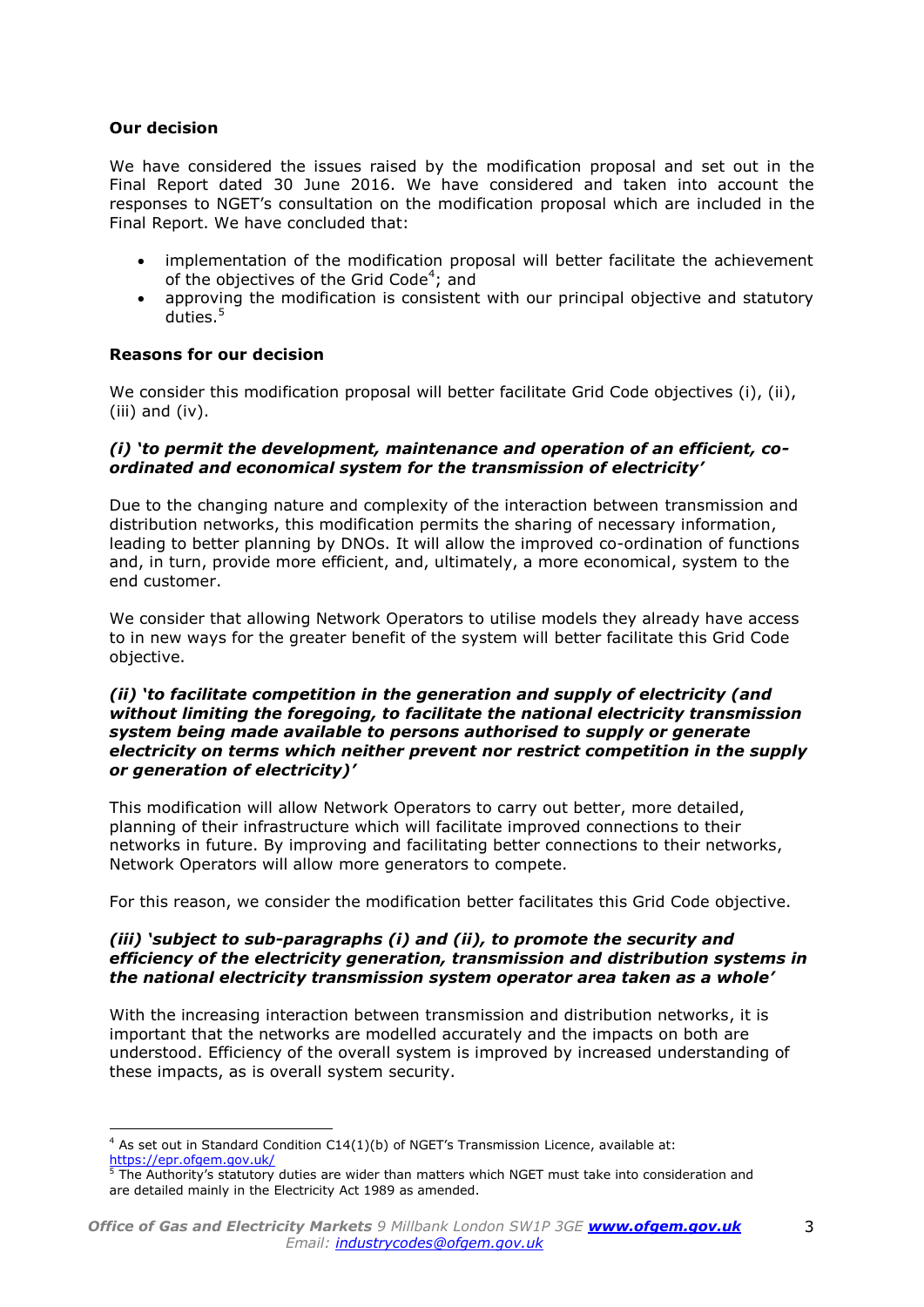**Our decision**

We have considered the issues raised by the modification proposal and set out in the Final Report dated 30 June 2016. We have considered and taken into account the responses to NGET's consultation on the modification proposal which are included in the Final Report. We have concluded that:

- implementation of the modification proposal will better facilitate the achievement of the objectives of the Grid Code[4]; and
- approving the modification is consistent with our principal objective and statutory duties.[5]

**Reasons for our decision**

We consider this modification proposal will better facilitate Grid Code objectives (i), (ii), (iii) and (iv).

***(i) 'to permit the development, maintenance and operation of an efficient, co-ordinated and economical system for the transmission of electricity'***

Due to the changing nature and complexity of the interaction between transmission and distribution networks, this modification permits the sharing of necessary information, leading to better planning by DNOs. It will allow the improved co-ordination of functions and, in turn, provide more efficient, and, ultimately, a more economical, system to the end customer.

We consider that allowing Network Operators to utilise models they already have access to in new ways for the greater benefit of the system will better facilitate this Grid Code objective.

***(ii) 'to facilitate competition in the generation and supply of electricity (and without limiting the foregoing, to facilitate the national electricity transmission system being made available to persons authorised to supply or generate electricity on terms which neither prevent nor restrict competition in the supply or generation of electricity)'***

This modification will allow Network Operators to carry out better, more detailed, planning of their infrastructure which will facilitate improved connections to their networks in future. By improving and facilitating better connections to their networks, Network Operators will allow more generators to compete.

For this reason, we consider the modification better facilitates this Grid Code objective.

***(iii) 'subject to sub-paragraphs (i) and (ii), to promote the security and efficiency of the electricity generation, transmission and distribution systems in the national electricity transmission system operator area taken as a whole'***

With the increasing interaction between transmission and distribution networks, it is important that the networks are modelled accurately and the impacts on both are understood. Efficiency of the overall system is improved by increased understanding of these impacts, as is overall system security.

---

[4] As set out in Standard Condition C14(1)(b) of NGET's Transmission Licence, available at: https://epr.ofgem.gov.uk/

[5] The Authority's statutory duties are wider than matters which NGET must take into consideration and are detailed mainly in the Electricity Act 1989 as amended.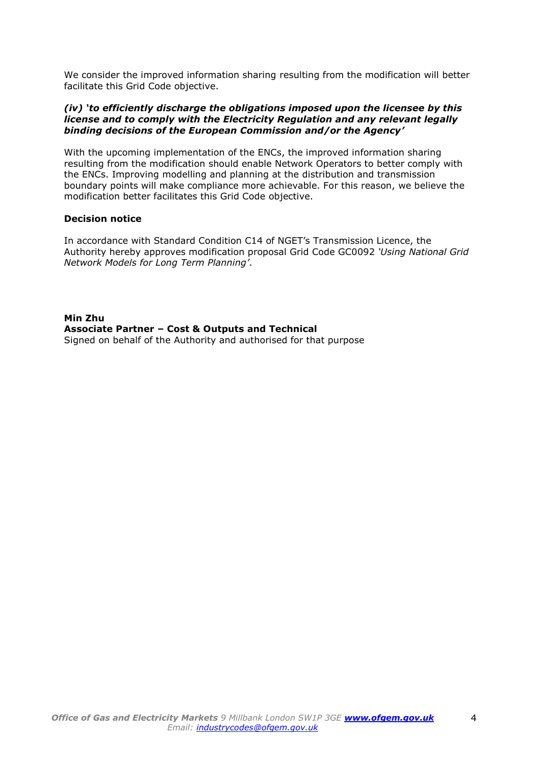We consider the improved information sharing resulting from the modification will better facilitate this Grid Code objective.

***(iv) 'to efficiently discharge the obligations imposed upon the licensee by this license and to comply with the Electricity Regulation and any relevant legally binding decisions of the European Commission and/or the Agency'***

With the upcoming implementation of the ENCs, the improved information sharing resulting from the modification should enable Network Operators to better comply with the ENCs. Improving modelling and planning at the distribution and transmission boundary points will make compliance more achievable. For this reason, we believe the modification better facilitates this Grid Code objective.

**Decision notice**

In accordance with Standard Condition C14 of NGET's Transmission Licence, the Authority hereby approves modification proposal Grid Code GC0092 *'Using National Grid Network Models for Long Term Planning'*.

**Min Zhu**
**Associate Partner – Cost & Outputs and Technical**
Signed on behalf of the Authority and authorised for that purpose